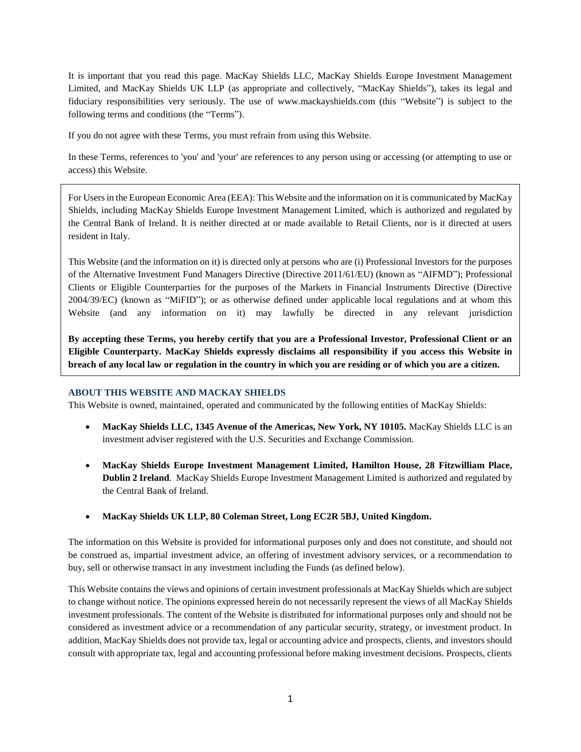It is important that you read this page. MacKay Shields LLC, MacKay Shields Europe Investment Management Limited, and MacKay Shields UK LLP (as appropriate and collectively, "MacKay Shields"), takes its legal and fiduciary responsibilities very seriously. The use of www.mackayshields.com (this "Website") is subject to the following terms and conditions (the "Terms").

If you do not agree with these Terms, you must refrain from using this Website.

In these Terms, references to 'you' and 'your' are references to any person using or accessing (or attempting to use or access) this Website.

For Users in the European Economic Area (EEA): This Website and the information on it is communicated by MacKay Shields, including MacKay Shields Europe Investment Management Limited, which is authorized and regulated by the Central Bank of Ireland. It is neither directed at or made available to Retail Clients, nor is it directed at users resident in Italy.

This Website (and the information on it) is directed only at persons who are (i) Professional Investors for the purposes of the Alternative Investment Fund Managers Directive (Directive 2011/61/EU) (known as "AIFMD"); Professional Clients or Eligible Counterparties for the purposes of the Markets in Financial Instruments Directive (Directive 2004/39/EC) (known as "MiFID"); or as otherwise defined under applicable local regulations and at whom this Website (and any information on it) may lawfully be directed in any relevant jurisdiction

**By accepting these Terms, you hereby certify that you are a Professional Investor, Professional Client or an Eligible Counterparty. MacKay Shields expressly disclaims all responsibility if you access this Website in breach of any local law or regulation in the country in which you are residing or of which you are a citizen.**

## ABOUT THIS WEBSITE AND MACKAY SHIELDS

This Website is owned, maintained, operated and communicated by the following entities of MacKay Shields:

- **MacKay Shields LLC, 1345 Avenue of the Americas, New York, NY 10105.** MacKay Shields LLC is an investment adviser registered with the U.S. Securities and Exchange Commission.
- **MacKay Shields Europe Investment Management Limited, Hamilton House, 28 Fitzwilliam Place, Dublin 2 Ireland**. MacKay Shields Europe Investment Management Limited is authorized and regulated by the Central Bank of Ireland.
- **MacKay Shields UK LLP, 80 Coleman Street, Long EC2R 5BJ, United Kingdom.**

The information on this Website is provided for informational purposes only and does not constitute, and should not be construed as, impartial investment advice, an offering of investment advisory services, or a recommendation to buy, sell or otherwise transact in any investment including the Funds (as defined below).

This Website contains the views and opinions of certain investment professionals at MacKay Shields which are subject to change without notice. The opinions expressed herein do not necessarily represent the views of all MacKay Shields investment professionals. The content of the Website is distributed for informational purposes only and should not be considered as investment advice or a recommendation of any particular security, strategy, or investment product. In addition, MacKay Shields does not provide tax, legal or accounting advice and prospects, clients, and investors should consult with appropriate tax, legal and accounting professional before making investment decisions. Prospects, clients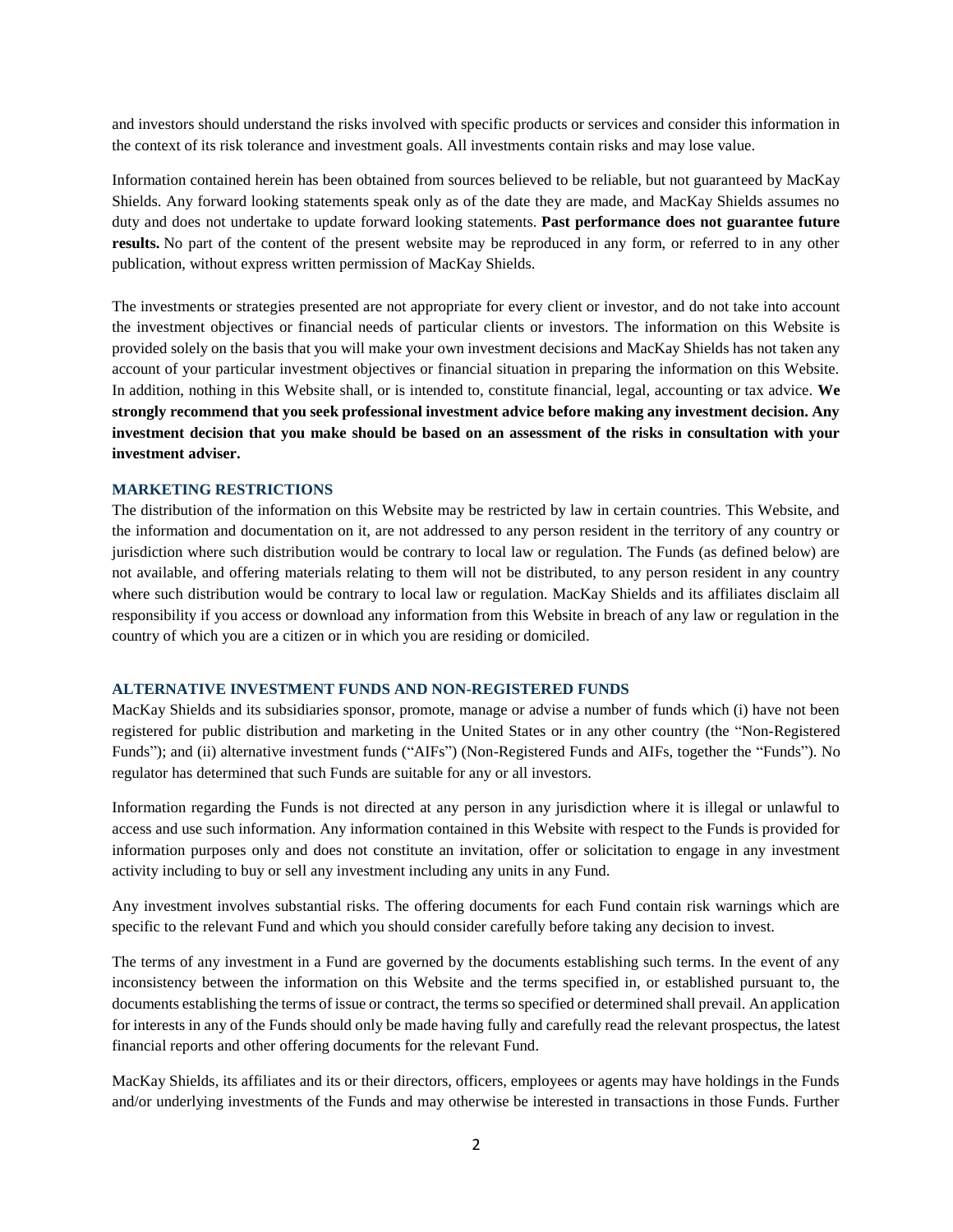and investors should understand the risks involved with specific products or services and consider this information in the context of its risk tolerance and investment goals. All investments contain risks and may lose value.

Information contained herein has been obtained from sources believed to be reliable, but not guaranteed by MacKay Shields. Any forward looking statements speak only as of the date they are made, and MacKay Shields assumes no duty and does not undertake to update forward looking statements. **Past performance does not guarantee future results.** No part of the content of the present website may be reproduced in any form, or referred to in any other publication, without express written permission of MacKay Shields.

The investments or strategies presented are not appropriate for every client or investor, and do not take into account the investment objectives or financial needs of particular clients or investors. The information on this Website is provided solely on the basis that you will make your own investment decisions and MacKay Shields has not taken any account of your particular investment objectives or financial situation in preparing the information on this Website. In addition, nothing in this Website shall, or is intended to, constitute financial, legal, accounting or tax advice. **We strongly recommend that you seek professional investment advice before making any investment decision. Any investment decision that you make should be based on an assessment of the risks in consultation with your investment adviser.**

### MARKETING RESTRICTIONS

The distribution of the information on this Website may be restricted by law in certain countries. This Website, and the information and documentation on it, are not addressed to any person resident in the territory of any country or jurisdiction where such distribution would be contrary to local law or regulation. The Funds (as defined below) are not available, and offering materials relating to them will not be distributed, to any person resident in any country where such distribution would be contrary to local law or regulation. MacKay Shields and its affiliates disclaim all responsibility if you access or download any information from this Website in breach of any law or regulation in the country of which you are a citizen or in which you are residing or domiciled.

### ALTERNATIVE INVESTMENT FUNDS AND NON-REGISTERED FUNDS

MacKay Shields and its subsidiaries sponsor, promote, manage or advise a number of funds which (i) have not been registered for public distribution and marketing in the United States or in any other country (the "Non-Registered Funds"); and (ii) alternative investment funds ("AIFs") (Non-Registered Funds and AIFs, together the "Funds"). No regulator has determined that such Funds are suitable for any or all investors.

Information regarding the Funds is not directed at any person in any jurisdiction where it is illegal or unlawful to access and use such information. Any information contained in this Website with respect to the Funds is provided for information purposes only and does not constitute an invitation, offer or solicitation to engage in any investment activity including to buy or sell any investment including any units in any Fund.

Any investment involves substantial risks. The offering documents for each Fund contain risk warnings which are specific to the relevant Fund and which you should consider carefully before taking any decision to invest.

The terms of any investment in a Fund are governed by the documents establishing such terms. In the event of any inconsistency between the information on this Website and the terms specified in, or established pursuant to, the documents establishing the terms of issue or contract, the terms so specified or determined shall prevail. An application for interests in any of the Funds should only be made having fully and carefully read the relevant prospectus, the latest financial reports and other offering documents for the relevant Fund.

MacKay Shields, its affiliates and its or their directors, officers, employees or agents may have holdings in the Funds and/or underlying investments of the Funds and may otherwise be interested in transactions in those Funds. Further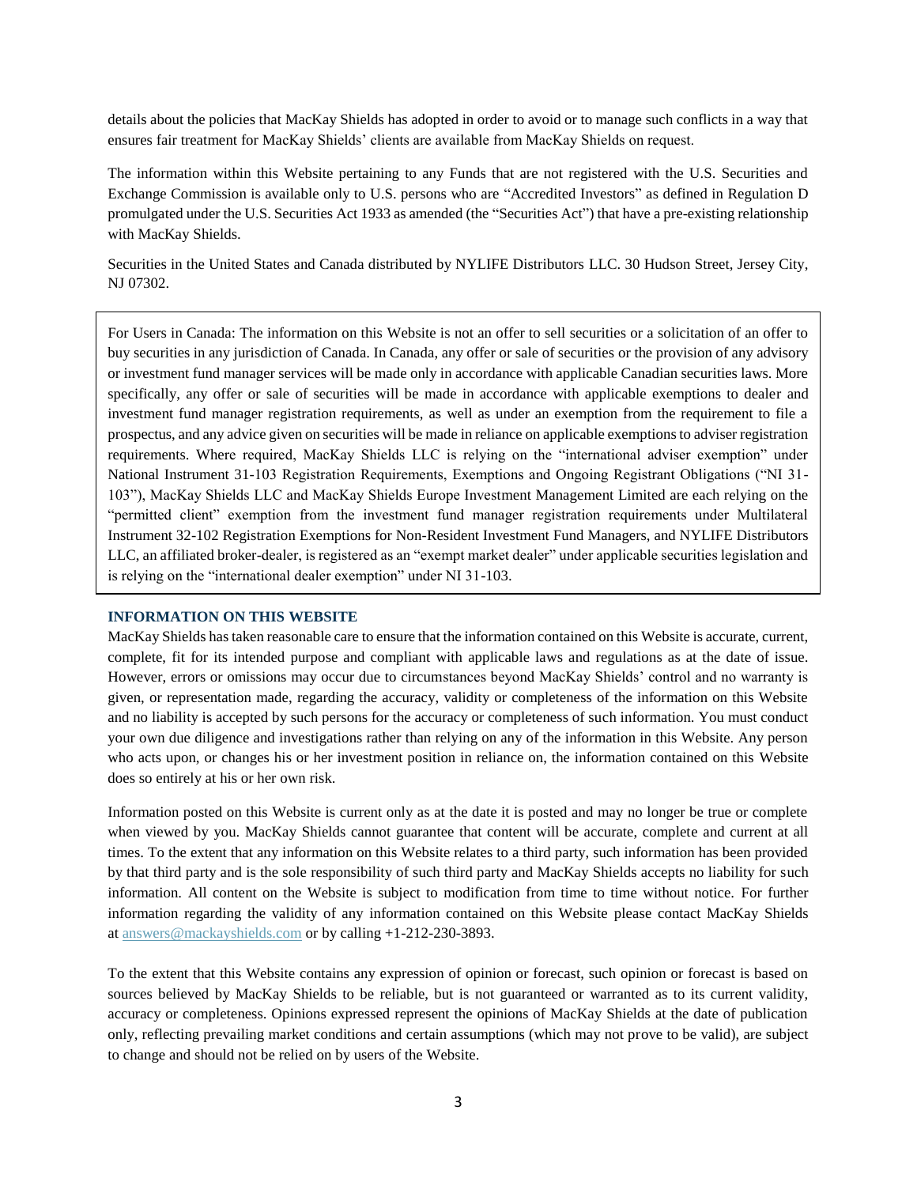details about the policies that MacKay Shields has adopted in order to avoid or to manage such conflicts in a way that ensures fair treatment for MacKay Shields' clients are available from MacKay Shields on request.

The information within this Website pertaining to any Funds that are not registered with the U.S. Securities and Exchange Commission is available only to U.S. persons who are "Accredited Investors" as defined in Regulation D promulgated under the U.S. Securities Act 1933 as amended (the "Securities Act") that have a pre-existing relationship with MacKay Shields.

Securities in the United States and Canada distributed by NYLIFE Distributors LLC. 30 Hudson Street, Jersey City, NJ 07302.

For Users in Canada: The information on this Website is not an offer to sell securities or a solicitation of an offer to buy securities in any jurisdiction of Canada. In Canada, any offer or sale of securities or the provision of any advisory or investment fund manager services will be made only in accordance with applicable Canadian securities laws. More specifically, any offer or sale of securities will be made in accordance with applicable exemptions to dealer and investment fund manager registration requirements, as well as under an exemption from the requirement to file a prospectus, and any advice given on securities will be made in reliance on applicable exemptions to adviser registration requirements. Where required, MacKay Shields LLC is relying on the "international adviser exemption" under National Instrument 31-103 Registration Requirements, Exemptions and Ongoing Registrant Obligations ("NI 31-103"), MacKay Shields LLC and MacKay Shields Europe Investment Management Limited are each relying on the "permitted client" exemption from the investment fund manager registration requirements under Multilateral Instrument 32-102 Registration Exemptions for Non-Resident Investment Fund Managers, and NYLIFE Distributors LLC, an affiliated broker-dealer, is registered as an "exempt market dealer" under applicable securities legislation and is relying on the "international dealer exemption" under NI 31-103.

## INFORMATION ON THIS WEBSITE

MacKay Shields has taken reasonable care to ensure that the information contained on this Website is accurate, current, complete, fit for its intended purpose and compliant with applicable laws and regulations as at the date of issue. However, errors or omissions may occur due to circumstances beyond MacKay Shields' control and no warranty is given, or representation made, regarding the accuracy, validity or completeness of the information on this Website and no liability is accepted by such persons for the accuracy or completeness of such information. You must conduct your own due diligence and investigations rather than relying on any of the information in this Website. Any person who acts upon, or changes his or her investment position in reliance on, the information contained on this Website does so entirely at his or her own risk.

Information posted on this Website is current only as at the date it is posted and may no longer be true or complete when viewed by you. MacKay Shields cannot guarantee that content will be accurate, complete and current at all times. To the extent that any information on this Website relates to a third party, such information has been provided by that third party and is the sole responsibility of such third party and MacKay Shields accepts no liability for such information. All content on the Website is subject to modification from time to time without notice. For further information regarding the validity of any information contained on this Website please contact MacKay Shields at answers@mackayshields.com or by calling +1-212-230-3893.

To the extent that this Website contains any expression of opinion or forecast, such opinion or forecast is based on sources believed by MacKay Shields to be reliable, but is not guaranteed or warranted as to its current validity, accuracy or completeness. Opinions expressed represent the opinions of MacKay Shields at the date of publication only, reflecting prevailing market conditions and certain assumptions (which may not prove to be valid), are subject to change and should not be relied on by users of the Website.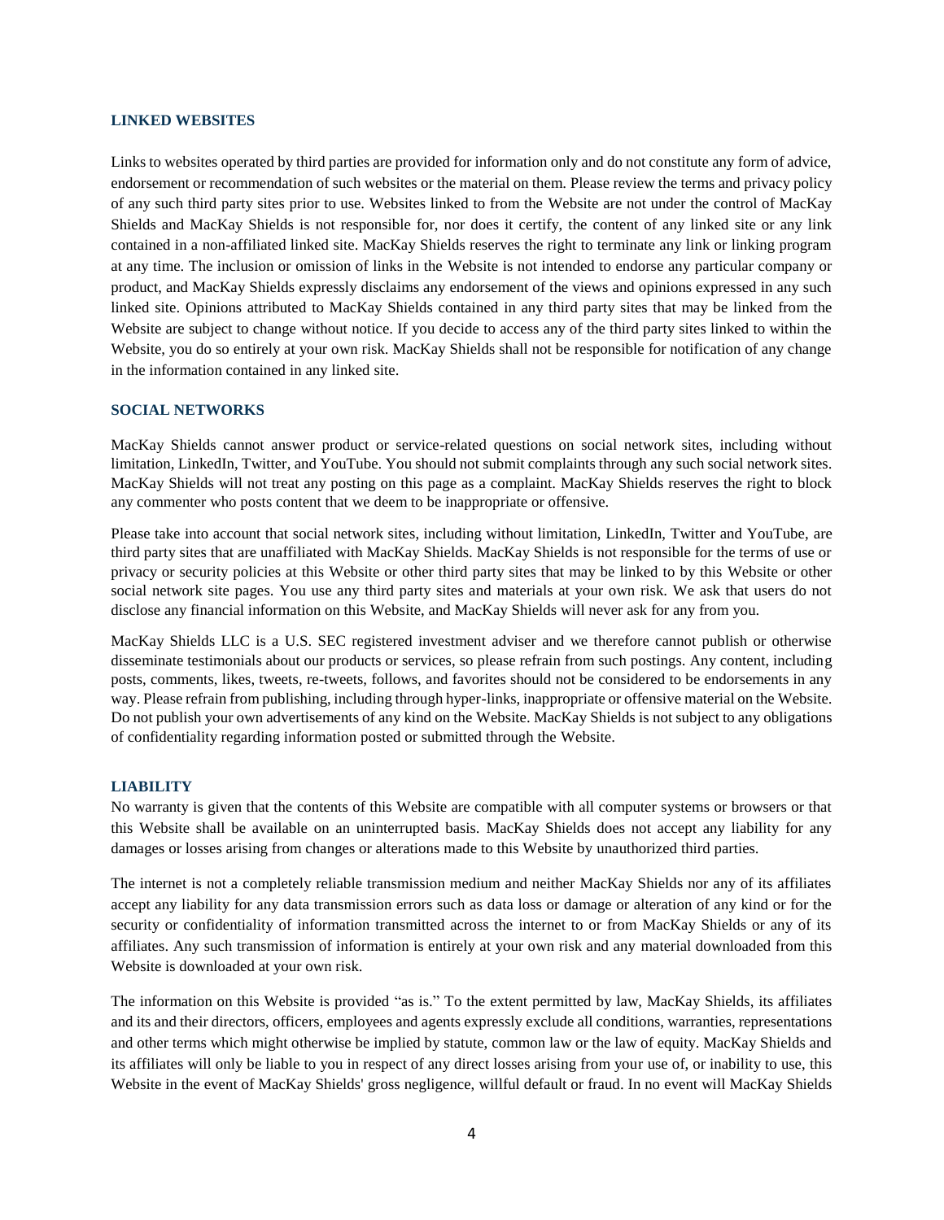## LINKED WEBSITES

Links to websites operated by third parties are provided for information only and do not constitute any form of advice, endorsement or recommendation of such websites or the material on them. Please review the terms and privacy policy of any such third party sites prior to use. Websites linked to from the Website are not under the control of MacKay Shields and MacKay Shields is not responsible for, nor does it certify, the content of any linked site or any link contained in a non-affiliated linked site. MacKay Shields reserves the right to terminate any link or linking program at any time. The inclusion or omission of links in the Website is not intended to endorse any particular company or product, and MacKay Shields expressly disclaims any endorsement of the views and opinions expressed in any such linked site. Opinions attributed to MacKay Shields contained in any third party sites that may be linked from the Website are subject to change without notice. If you decide to access any of the third party sites linked to within the Website, you do so entirely at your own risk. MacKay Shields shall not be responsible for notification of any change in the information contained in any linked site.

## SOCIAL NETWORKS

MacKay Shields cannot answer product or service-related questions on social network sites, including without limitation, LinkedIn, Twitter, and YouTube. You should not submit complaints through any such social network sites. MacKay Shields will not treat any posting on this page as a complaint. MacKay Shields reserves the right to block any commenter who posts content that we deem to be inappropriate or offensive.

Please take into account that social network sites, including without limitation, LinkedIn, Twitter and YouTube, are third party sites that are unaffiliated with MacKay Shields. MacKay Shields is not responsible for the terms of use or privacy or security policies at this Website or other third party sites that may be linked to by this Website or other social network site pages. You use any third party sites and materials at your own risk. We ask that users do not disclose any financial information on this Website, and MacKay Shields will never ask for any from you.

MacKay Shields LLC is a U.S. SEC registered investment adviser and we therefore cannot publish or otherwise disseminate testimonials about our products or services, so please refrain from such postings. Any content, including posts, comments, likes, tweets, re-tweets, follows, and favorites should not be considered to be endorsements in any way. Please refrain from publishing, including through hyper-links, inappropriate or offensive material on the Website. Do not publish your own advertisements of any kind on the Website. MacKay Shields is not subject to any obligations of confidentiality regarding information posted or submitted through the Website.

## LIABILITY

No warranty is given that the contents of this Website are compatible with all computer systems or browsers or that this Website shall be available on an uninterrupted basis. MacKay Shields does not accept any liability for any damages or losses arising from changes or alterations made to this Website by unauthorized third parties.

The internet is not a completely reliable transmission medium and neither MacKay Shields nor any of its affiliates accept any liability for any data transmission errors such as data loss or damage or alteration of any kind or for the security or confidentiality of information transmitted across the internet to or from MacKay Shields or any of its affiliates. Any such transmission of information is entirely at your own risk and any material downloaded from this Website is downloaded at your own risk.

The information on this Website is provided "as is." To the extent permitted by law, MacKay Shields, its affiliates and its and their directors, officers, employees and agents expressly exclude all conditions, warranties, representations and other terms which might otherwise be implied by statute, common law or the law of equity. MacKay Shields and its affiliates will only be liable to you in respect of any direct losses arising from your use of, or inability to use, this Website in the event of MacKay Shields' gross negligence, willful default or fraud. In no event will MacKay Shields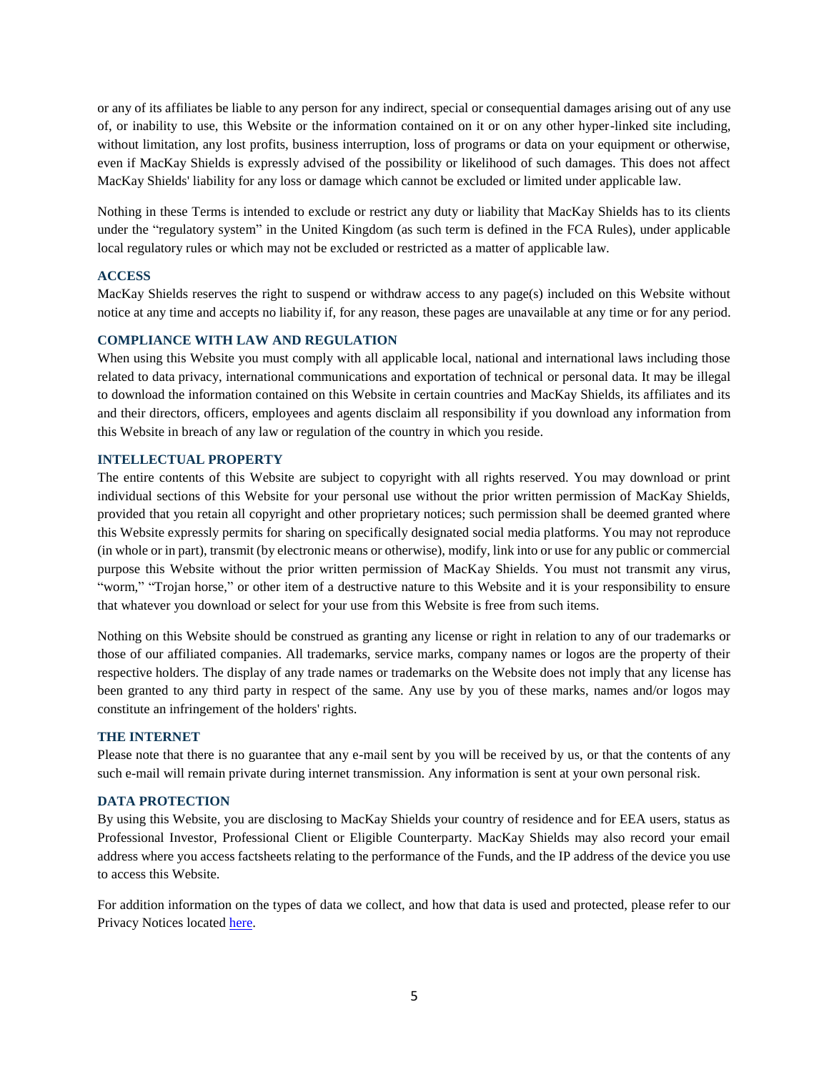or any of its affiliates be liable to any person for any indirect, special or consequential damages arising out of any use of, or inability to use, this Website or the information contained on it or on any other hyper-linked site including, without limitation, any lost profits, business interruption, loss of programs or data on your equipment or otherwise, even if MacKay Shields is expressly advised of the possibility or likelihood of such damages. This does not affect MacKay Shields' liability for any loss or damage which cannot be excluded or limited under applicable law.

Nothing in these Terms is intended to exclude or restrict any duty or liability that MacKay Shields has to its clients under the "regulatory system" in the United Kingdom (as such term is defined in the FCA Rules), under applicable local regulatory rules or which may not be excluded or restricted as a matter of applicable law.

### ACCESS

MacKay Shields reserves the right to suspend or withdraw access to any page(s) included on this Website without notice at any time and accepts no liability if, for any reason, these pages are unavailable at any time or for any period.

### COMPLIANCE WITH LAW AND REGULATION

When using this Website you must comply with all applicable local, national and international laws including those related to data privacy, international communications and exportation of technical or personal data. It may be illegal to download the information contained on this Website in certain countries and MacKay Shields, its affiliates and its and their directors, officers, employees and agents disclaim all responsibility if you download any information from this Website in breach of any law or regulation of the country in which you reside.

### INTELLECTUAL PROPERTY

The entire contents of this Website are subject to copyright with all rights reserved. You may download or print individual sections of this Website for your personal use without the prior written permission of MacKay Shields, provided that you retain all copyright and other proprietary notices; such permission shall be deemed granted where this Website expressly permits for sharing on specifically designated social media platforms. You may not reproduce (in whole or in part), transmit (by electronic means or otherwise), modify, link into or use for any public or commercial purpose this Website without the prior written permission of MacKay Shields. You must not transmit any virus, "worm," "Trojan horse," or other item of a destructive nature to this Website and it is your responsibility to ensure that whatever you download or select for your use from this Website is free from such items.

Nothing on this Website should be construed as granting any license or right in relation to any of our trademarks or those of our affiliated companies. All trademarks, service marks, company names or logos are the property of their respective holders. The display of any trade names or trademarks on the Website does not imply that any license has been granted to any third party in respect of the same. Any use by you of these marks, names and/or logos may constitute an infringement of the holders' rights.

### THE INTERNET

Please note that there is no guarantee that any e-mail sent by you will be received by us, or that the contents of any such e-mail will remain private during internet transmission. Any information is sent at your own personal risk.

### DATA PROTECTION

By using this Website, you are disclosing to MacKay Shields your country of residence and for EEA users, status as Professional Investor, Professional Client or Eligible Counterparty. MacKay Shields may also record your email address where you access factsheets relating to the performance of the Funds, and the IP address of the device you use to access this Website.

For addition information on the types of data we collect, and how that data is used and protected, please refer to our Privacy Notices located [here](here).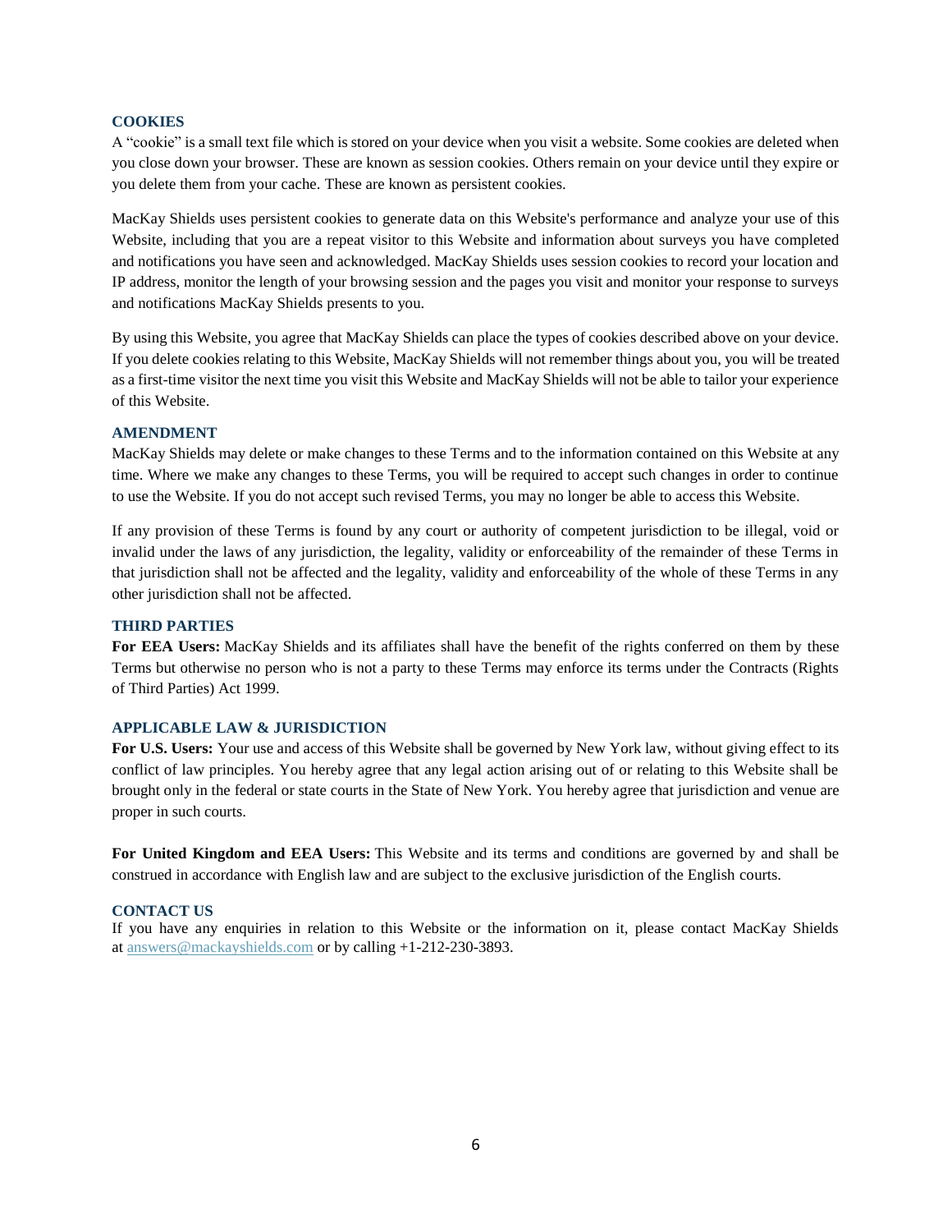## COOKIES

A "cookie" is a small text file which is stored on your device when you visit a website. Some cookies are deleted when you close down your browser. These are known as session cookies. Others remain on your device until they expire or you delete them from your cache. These are known as persistent cookies.

MacKay Shields uses persistent cookies to generate data on this Website's performance and analyze your use of this Website, including that you are a repeat visitor to this Website and information about surveys you have completed and notifications you have seen and acknowledged. MacKay Shields uses session cookies to record your location and IP address, monitor the length of your browsing session and the pages you visit and monitor your response to surveys and notifications MacKay Shields presents to you.

By using this Website, you agree that MacKay Shields can place the types of cookies described above on your device. If you delete cookies relating to this Website, MacKay Shields will not remember things about you, you will be treated as a first-time visitor the next time you visit this Website and MacKay Shields will not be able to tailor your experience of this Website.

## AMENDMENT

MacKay Shields may delete or make changes to these Terms and to the information contained on this Website at any time. Where we make any changes to these Terms, you will be required to accept such changes in order to continue to use the Website. If you do not accept such revised Terms, you may no longer be able to access this Website.

If any provision of these Terms is found by any court or authority of competent jurisdiction to be illegal, void or invalid under the laws of any jurisdiction, the legality, validity or enforceability of the remainder of these Terms in that jurisdiction shall not be affected and the legality, validity and enforceability of the whole of these Terms in any other jurisdiction shall not be affected.

## THIRD PARTIES

**For EEA Users:** MacKay Shields and its affiliates shall have the benefit of the rights conferred on them by these Terms but otherwise no person who is not a party to these Terms may enforce its terms under the Contracts (Rights of Third Parties) Act 1999.

## APPLICABLE LAW & JURISDICTION

**For U.S. Users:** Your use and access of this Website shall be governed by New York law, without giving effect to its conflict of law principles. You hereby agree that any legal action arising out of or relating to this Website shall be brought only in the federal or state courts in the State of New York. You hereby agree that jurisdiction and venue are proper in such courts.

**For United Kingdom and EEA Users:** This Website and its terms and conditions are governed by and shall be construed in accordance with English law and are subject to the exclusive jurisdiction of the English courts.

## CONTACT US

If you have any enquiries in relation to this Website or the information on it, please contact MacKay Shields at answers@mackayshields.com or by calling +1-212-230-3893.